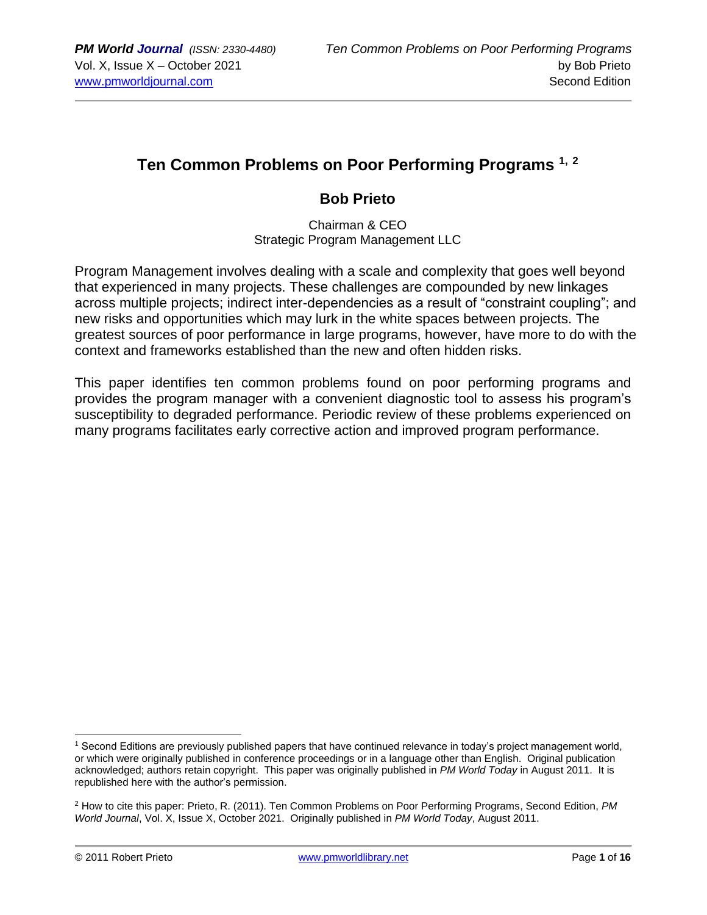# Ten Common Problems on Poor Performing Programs [1, 2]

## Bob Prieto

Chairman & CEO
Strategic Program Management LLC

Program Management involves dealing with a scale and complexity that goes well beyond that experienced in many projects. These challenges are compounded by new linkages across multiple projects; indirect inter-dependencies as a result of "constraint coupling"; and new risks and opportunities which may lurk in the white spaces between projects. The greatest sources of poor performance in large programs, however, have more to do with the context and frameworks established than the new and often hidden risks.

This paper identifies ten common problems found on poor performing programs and provides the program manager with a convenient diagnostic tool to assess his program's susceptibility to degraded performance. Periodic review of these problems experienced on many programs facilitates early corrective action and improved program performance.

---

[1] Second Editions are previously published papers that have continued relevance in today's project management world, or which were originally published in conference proceedings or in a language other than English. Original publication acknowledged; authors retain copyright. This paper was originally published in *PM World Today* in August 2011. It is republished here with the author's permission.

[2] How to cite this paper: Prieto, R. (2011). Ten Common Problems on Poor Performing Programs, Second Edition, *PM World Journal*, Vol. X, Issue X, October 2021. Originally published in *PM World Today*, August 2011.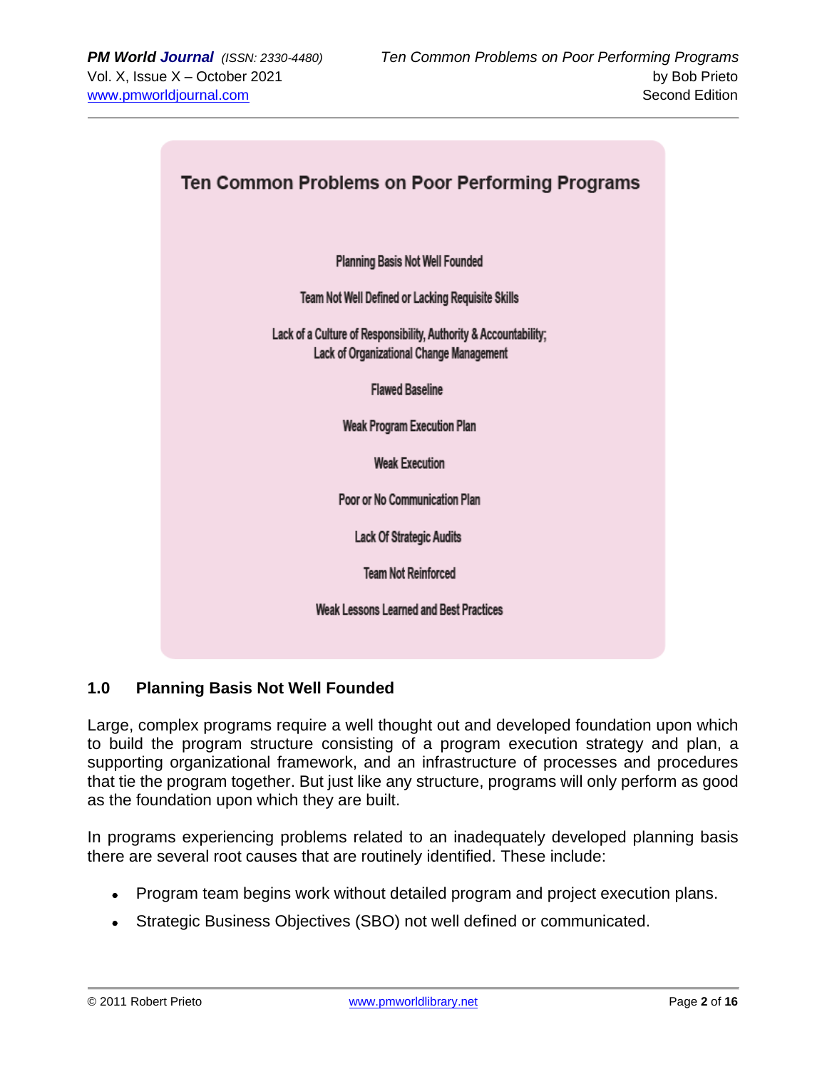**Ten Common Problems on Poor Performing Programs**

Planning Basis Not Well Founded

Team Not Well Defined or Lacking Requisite Skills

Lack of a Culture of Responsibility, Authority & Accountability;
Lack of Organizational Change Management

Flawed Baseline

Weak Program Execution Plan

Weak Execution

Poor or No Communication Plan

Lack Of Strategic Audits

Team Not Reinforced

Weak Lessons Learned and Best Practices

## 1.0 Planning Basis Not Well Founded

Large, complex programs require a well thought out and developed foundation upon which to build the program structure consisting of a program execution strategy and plan, a supporting organizational framework, and an infrastructure of processes and procedures that tie the program together. But just like any structure, programs will only perform as good as the foundation upon which they are built.

In programs experiencing problems related to an inadequately developed planning basis there are several root causes that are routinely identified. These include:

- Program team begins work without detailed program and project execution plans.
- Strategic Business Objectives (SBO) not well defined or communicated.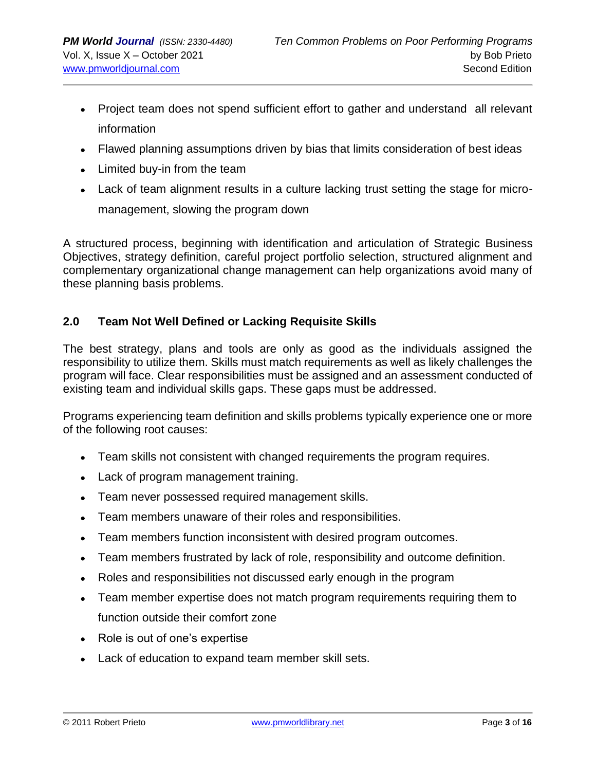- Project team does not spend sufficient effort to gather and understand all relevant information
- Flawed planning assumptions driven by bias that limits consideration of best ideas
- Limited buy-in from the team
- Lack of team alignment results in a culture lacking trust setting the stage for micro-management, slowing the program down

A structured process, beginning with identification and articulation of Strategic Business Objectives, strategy definition, careful project portfolio selection, structured alignment and complementary organizational change management can help organizations avoid many of these planning basis problems.

## 2.0 Team Not Well Defined or Lacking Requisite Skills

The best strategy, plans and tools are only as good as the individuals assigned the responsibility to utilize them. Skills must match requirements as well as likely challenges the program will face. Clear responsibilities must be assigned and an assessment conducted of existing team and individual skills gaps. These gaps must be addressed.

Programs experiencing team definition and skills problems typically experience one or more of the following root causes:

- Team skills not consistent with changed requirements the program requires.
- Lack of program management training.
- Team never possessed required management skills.
- Team members unaware of their roles and responsibilities.
- Team members function inconsistent with desired program outcomes.
- Team members frustrated by lack of role, responsibility and outcome definition.
- Roles and responsibilities not discussed early enough in the program
- Team member expertise does not match program requirements requiring them to function outside their comfort zone
- Role is out of one's expertise
- Lack of education to expand team member skill sets.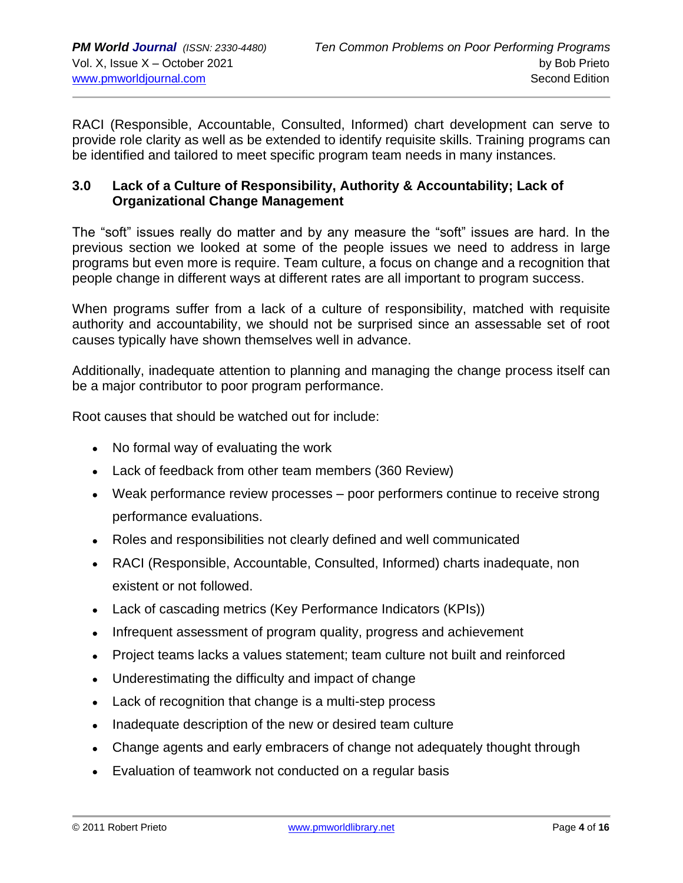RACI (Responsible, Accountable, Consulted, Informed) chart development can serve to provide role clarity as well as be extended to identify requisite skills. Training programs can be identified and tailored to meet specific program team needs in many instances.

## 3.0 Lack of a Culture of Responsibility, Authority & Accountability; Lack of Organizational Change Management

The "soft" issues really do matter and by any measure the "soft" issues are hard. In the previous section we looked at some of the people issues we need to address in large programs but even more is require. Team culture, a focus on change and a recognition that people change in different ways at different rates are all important to program success.

When programs suffer from a lack of a culture of responsibility, matched with requisite authority and accountability, we should not be surprised since an assessable set of root causes typically have shown themselves well in advance.

Additionally, inadequate attention to planning and managing the change process itself can be a major contributor to poor program performance.

Root causes that should be watched out for include:

- No formal way of evaluating the work
- Lack of feedback from other team members (360 Review)
- Weak performance review processes – poor performers continue to receive strong performance evaluations.
- Roles and responsibilities not clearly defined and well communicated
- RACI (Responsible, Accountable, Consulted, Informed) charts inadequate, non existent or not followed.
- Lack of cascading metrics (Key Performance Indicators (KPIs))
- Infrequent assessment of program quality, progress and achievement
- Project teams lacks a values statement; team culture not built and reinforced
- Underestimating the difficulty and impact of change
- Lack of recognition that change is a multi-step process
- Inadequate description of the new or desired team culture
- Change agents and early embracers of change not adequately thought through
- Evaluation of teamwork not conducted on a regular basis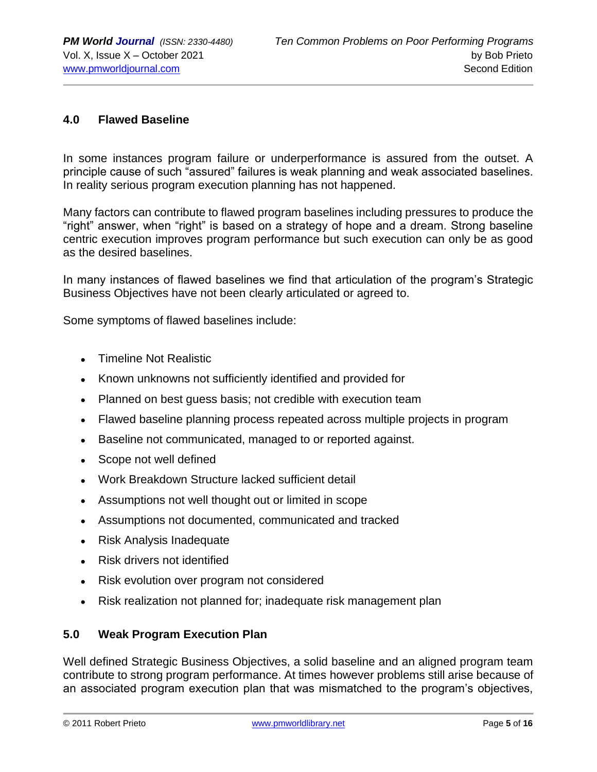## 4.0 Flawed Baseline

In some instances program failure or underperformance is assured from the outset. A principle cause of such "assured" failures is weak planning and weak associated baselines. In reality serious program execution planning has not happened.

Many factors can contribute to flawed program baselines including pressures to produce the "right" answer, when "right" is based on a strategy of hope and a dream. Strong baseline centric execution improves program performance but such execution can only be as good as the desired baselines.

In many instances of flawed baselines we find that articulation of the program's Strategic Business Objectives have not been clearly articulated or agreed to.

Some symptoms of flawed baselines include:

- Timeline Not Realistic
- Known unknowns not sufficiently identified and provided for
- Planned on best guess basis; not credible with execution team
- Flawed baseline planning process repeated across multiple projects in program
- Baseline not communicated, managed to or reported against.
- Scope not well defined
- Work Breakdown Structure lacked sufficient detail
- Assumptions not well thought out or limited in scope
- Assumptions not documented, communicated and tracked
- Risk Analysis Inadequate
- Risk drivers not identified
- Risk evolution over program not considered
- Risk realization not planned for; inadequate risk management plan

## 5.0 Weak Program Execution Plan

Well defined Strategic Business Objectives, a solid baseline and an aligned program team contribute to strong program performance. At times however problems still arise because of an associated program execution plan that was mismatched to the program's objectives,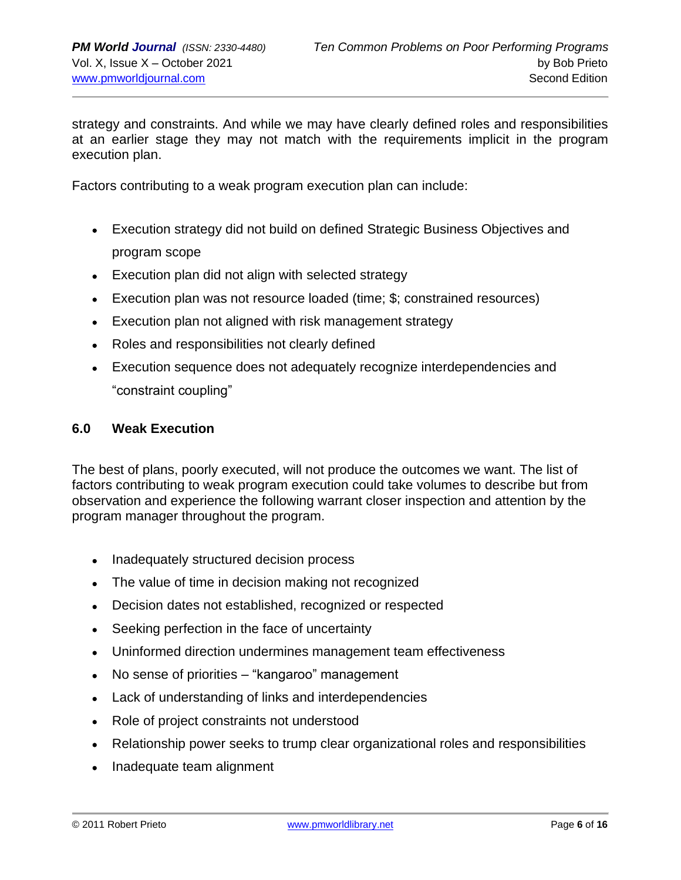strategy and constraints. And while we may have clearly defined roles and responsibilities at an earlier stage they may not match with the requirements implicit in the program execution plan.

Factors contributing to a weak program execution plan can include:

- Execution strategy did not build on defined Strategic Business Objectives and program scope
- Execution plan did not align with selected strategy
- Execution plan was not resource loaded (time; $; constrained resources)
- Execution plan not aligned with risk management strategy
- Roles and responsibilities not clearly defined
- Execution sequence does not adequately recognize interdependencies and "constraint coupling"

## 6.0 Weak Execution

The best of plans, poorly executed, will not produce the outcomes we want. The list of factors contributing to weak program execution could take volumes to describe but from observation and experience the following warrant closer inspection and attention by the program manager throughout the program.

- Inadequately structured decision process
- The value of time in decision making not recognized
- Decision dates not established, recognized or respected
- Seeking perfection in the face of uncertainty
- Uninformed direction undermines management team effectiveness
- No sense of priorities – "kangaroo" management
- Lack of understanding of links and interdependencies
- Role of project constraints not understood
- Relationship power seeks to trump clear organizational roles and responsibilities
- Inadequate team alignment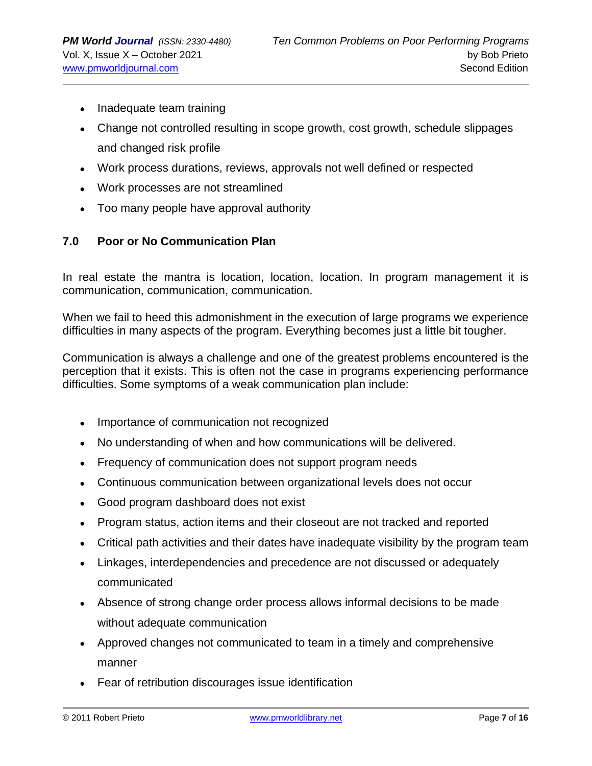- Inadequate team training
- Change not controlled resulting in scope growth, cost growth, schedule slippages and changed risk profile
- Work process durations, reviews, approvals not well defined or respected
- Work processes are not streamlined
- Too many people have approval authority

## 7.0 Poor or No Communication Plan

In real estate the mantra is location, location, location. In program management it is communication, communication, communication.

When we fail to heed this admonishment in the execution of large programs we experience difficulties in many aspects of the program. Everything becomes just a little bit tougher.

Communication is always a challenge and one of the greatest problems encountered is the perception that it exists. This is often not the case in programs experiencing performance difficulties. Some symptoms of a weak communication plan include:

- Importance of communication not recognized
- No understanding of when and how communications will be delivered.
- Frequency of communication does not support program needs
- Continuous communication between organizational levels does not occur
- Good program dashboard does not exist
- Program status, action items and their closeout are not tracked and reported
- Critical path activities and their dates have inadequate visibility by the program team
- Linkages, interdependencies and precedence are not discussed or adequately communicated
- Absence of strong change order process allows informal decisions to be made without adequate communication
- Approved changes not communicated to team in a timely and comprehensive manner
- Fear of retribution discourages issue identification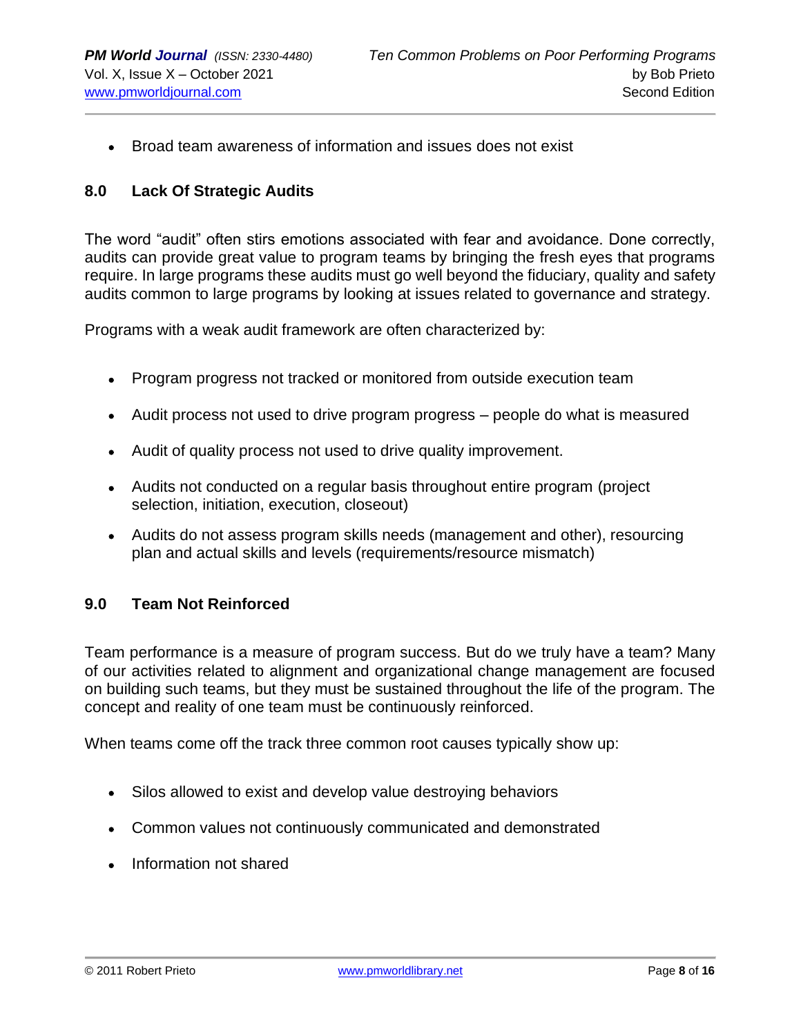- Broad team awareness of information and issues does not exist

## 8.0 Lack Of Strategic Audits

The word “audit” often stirs emotions associated with fear and avoidance. Done correctly, audits can provide great value to program teams by bringing the fresh eyes that programs require. In large programs these audits must go well beyond the fiduciary, quality and safety audits common to large programs by looking at issues related to governance and strategy.

Programs with a weak audit framework are often characterized by:

- Program progress not tracked or monitored from outside execution team
- Audit process not used to drive program progress – people do what is measured
- Audit of quality process not used to drive quality improvement.
- Audits not conducted on a regular basis throughout entire program (project selection, initiation, execution, closeout)
- Audits do not assess program skills needs (management and other), resourcing plan and actual skills and levels (requirements/resource mismatch)

## 9.0 Team Not Reinforced

Team performance is a measure of program success. But do we truly have a team? Many of our activities related to alignment and organizational change management are focused on building such teams, but they must be sustained throughout the life of the program. The concept and reality of one team must be continuously reinforced.

When teams come off the track three common root causes typically show up:

- Silos allowed to exist and develop value destroying behaviors
- Common values not continuously communicated and demonstrated
- Information not shared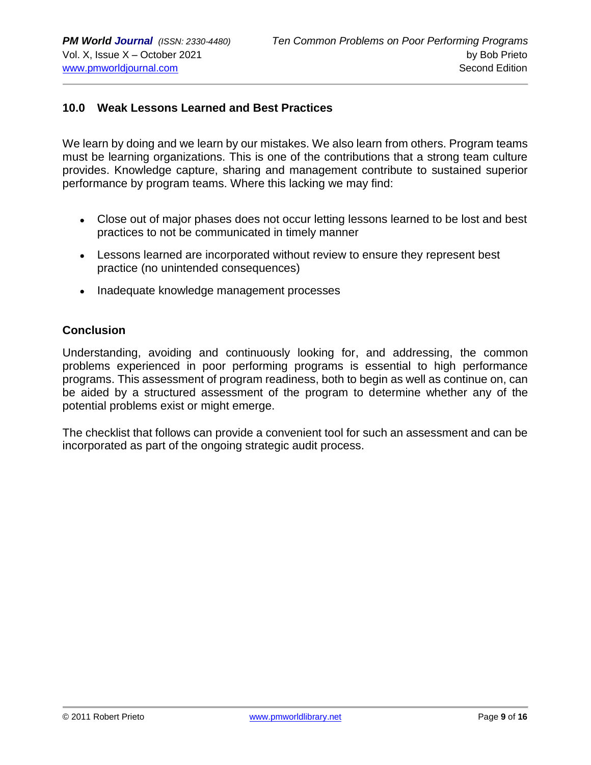## 10.0 Weak Lessons Learned and Best Practices

We learn by doing and we learn by our mistakes. We also learn from others. Program teams must be learning organizations. This is one of the contributions that a strong team culture provides. Knowledge capture, sharing and management contribute to sustained superior performance by program teams. Where this lacking we may find:

- Close out of major phases does not occur letting lessons learned to be lost and best practices to not be communicated in timely manner
- Lessons learned are incorporated without review to ensure they represent best practice (no unintended consequences)
- Inadequate knowledge management processes

## Conclusion

Understanding, avoiding and continuously looking for, and addressing, the common problems experienced in poor performing programs is essential to high performance programs. This assessment of program readiness, both to begin as well as continue on, can be aided by a structured assessment of the program to determine whether any of the potential problems exist or might emerge.

The checklist that follows can provide a convenient tool for such an assessment and can be incorporated as part of the ongoing strategic audit process.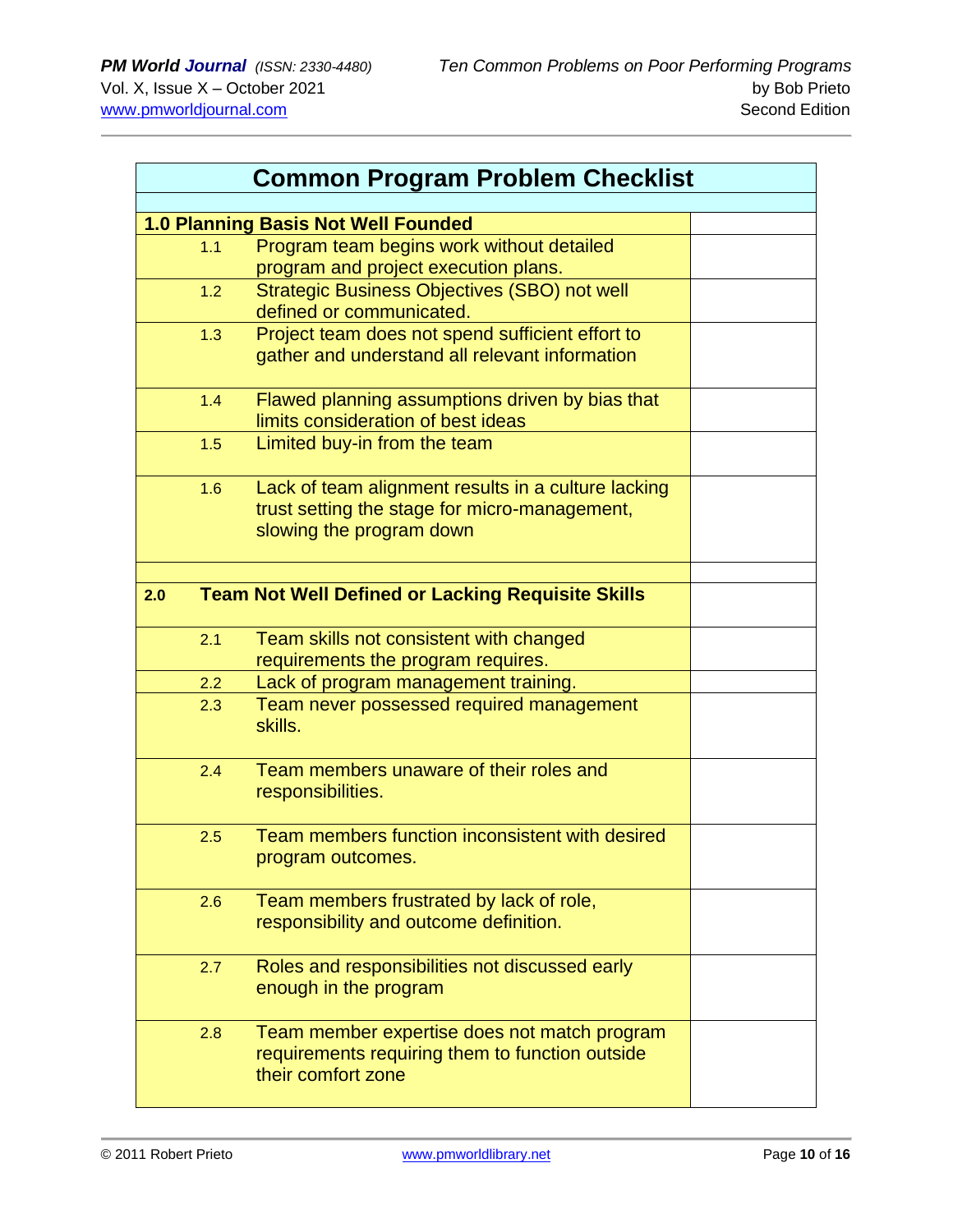| Common Program Problem Checklist | | |
|---|---|---|
| **1.0 Planning Basis Not Well Founded** | | |
| 1.1 | Program team begins work without detailed program and project execution plans. | |
| 1.2 | Strategic Business Objectives (SBO) not well defined or communicated. | |
| 1.3 | Project team does not spend sufficient effort to gather and understand all relevant information | |
| 1.4 | Flawed planning assumptions driven by bias that limits consideration of best ideas | |
| 1.5 | Limited buy-in from the team | |
| 1.6 | Lack of team alignment results in a culture lacking trust setting the stage for micro-management, slowing the program down | |
| | | |
| **2.0** | **Team Not Well Defined or Lacking Requisite Skills** | |
| 2.1 | Team skills not consistent with changed requirements the program requires. | |
| 2.2 | Lack of program management training. | |
| 2.3 | Team never possessed required management skills. | |
| 2.4 | Team members unaware of their roles and responsibilities. | |
| 2.5 | Team members function inconsistent with desired program outcomes. | |
| 2.6 | Team members frustrated by lack of role, responsibility and outcome definition. | |
| 2.7 | Roles and responsibilities not discussed early enough in the program | |
| 2.8 | Team member expertise does not match program requirements requiring them to function outside their comfort zone | |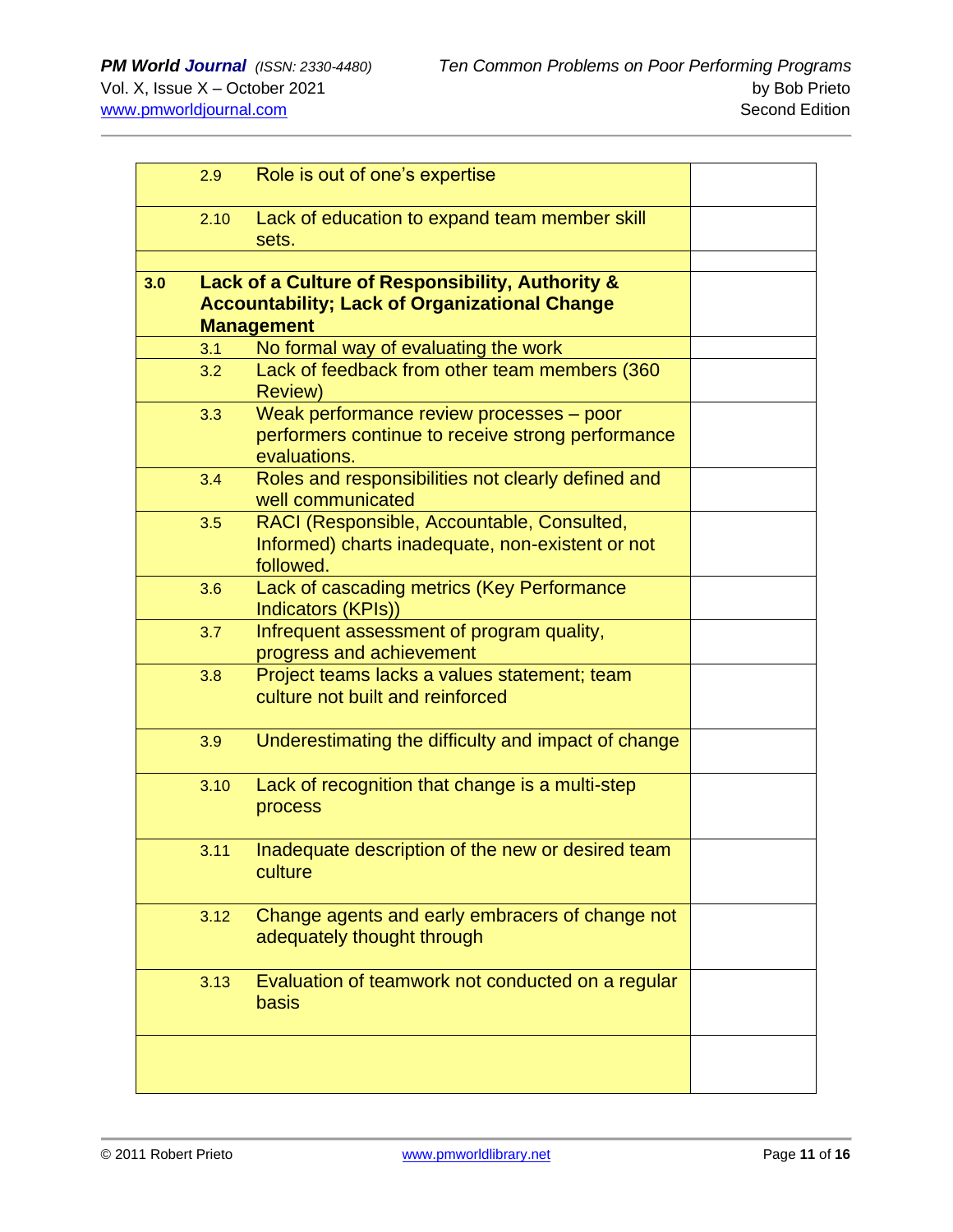| | | | |
|---|---|---|---|
| | 2.9 | Role is out of one's expertise | |
| | 2.10 | Lack of education to expand team member skill sets. | |
| | | | |
| **3.0** | **Lack of a Culture of Responsibility, Authority & Accountability; Lack of Organizational Change Management** | | |
| | 3.1 | No formal way of evaluating the work | |
| | 3.2 | Lack of feedback from other team members (360 Review) | |
| | 3.3 | Weak performance review processes – poor performers continue to receive strong performance evaluations. | |
| | 3.4 | Roles and responsibilities not clearly defined and well communicated | |
| | 3.5 | RACI (Responsible, Accountable, Consulted, Informed) charts inadequate, non-existent or not followed. | |
| | 3.6 | Lack of cascading metrics (Key Performance Indicators (KPIs)) | |
| | 3.7 | Infrequent assessment of program quality, progress and achievement | |
| | 3.8 | Project teams lacks a values statement; team culture not built and reinforced | |
| | 3.9 | Underestimating the difficulty and impact of change | |
| | 3.10 | Lack of recognition that change is a multi-step process | |
| | 3.11 | Inadequate description of the new or desired team culture | |
| | 3.12 | Change agents and early embracers of change not adequately thought through | |
| | 3.13 | Evaluation of teamwork not conducted on a regular basis | |
| | | | |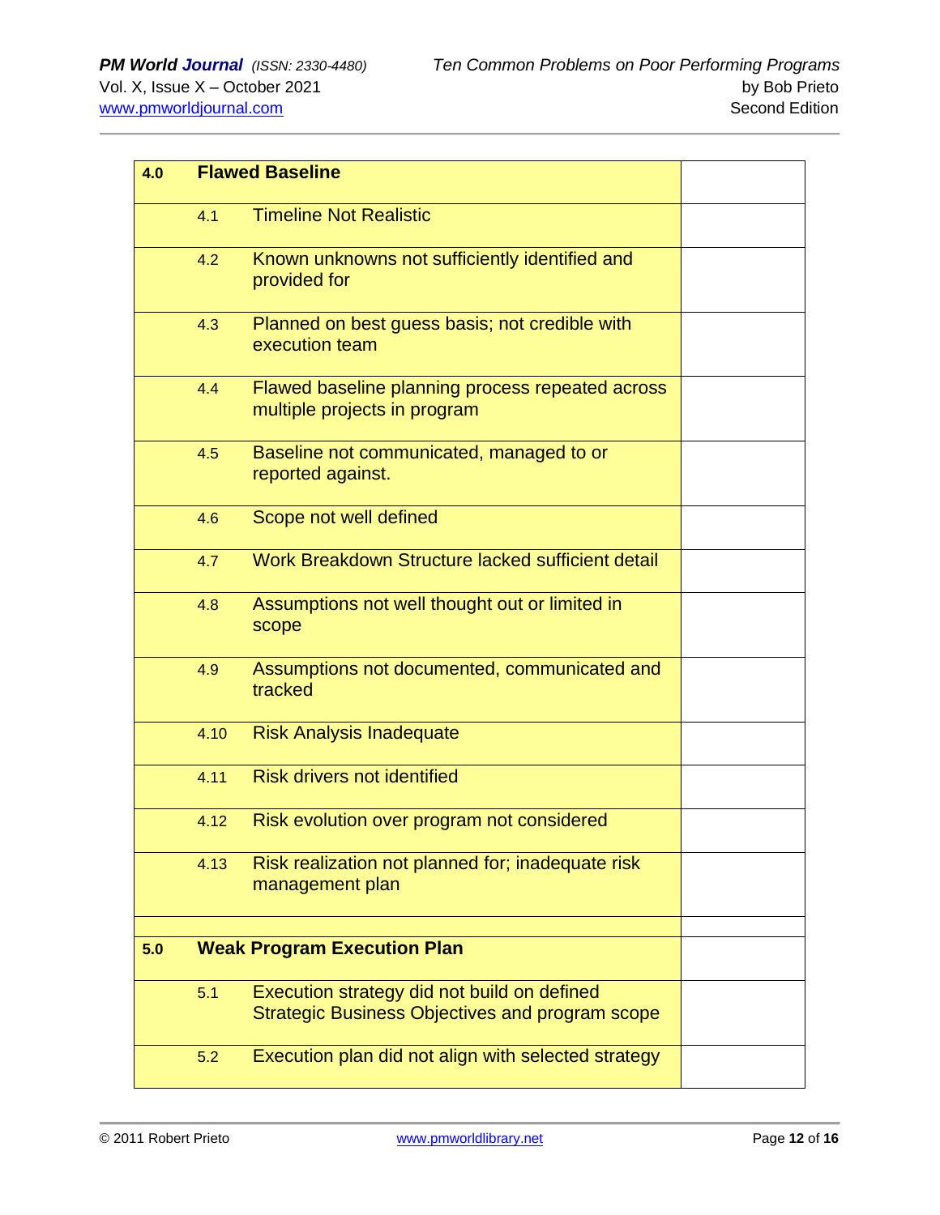| | | |
|---|---|---|
| **4.0** | **Flawed Baseline** | |
| 4.1 | Timeline Not Realistic | |
| 4.2 | Known unknowns not sufficiently identified and provided for | |
| 4.3 | Planned on best guess basis; not credible with execution team | |
| 4.4 | Flawed baseline planning process repeated across multiple projects in program | |
| 4.5 | Baseline not communicated, managed to or reported against. | |
| 4.6 | Scope not well defined | |
| 4.7 | Work Breakdown Structure lacked sufficient detail | |
| 4.8 | Assumptions not well thought out or limited in scope | |
| 4.9 | Assumptions not documented, communicated and tracked | |
| 4.10 | Risk Analysis Inadequate | |
| 4.11 | Risk drivers not identified | |
| 4.12 | Risk evolution over program not considered | |
| 4.13 | Risk realization not planned for; inadequate risk management plan | |
| | | |
| **5.0** | **Weak Program Execution Plan** | |
| 5.1 | Execution strategy did not build on defined Strategic Business Objectives and program scope | |
| 5.2 | Execution plan did not align with selected strategy | |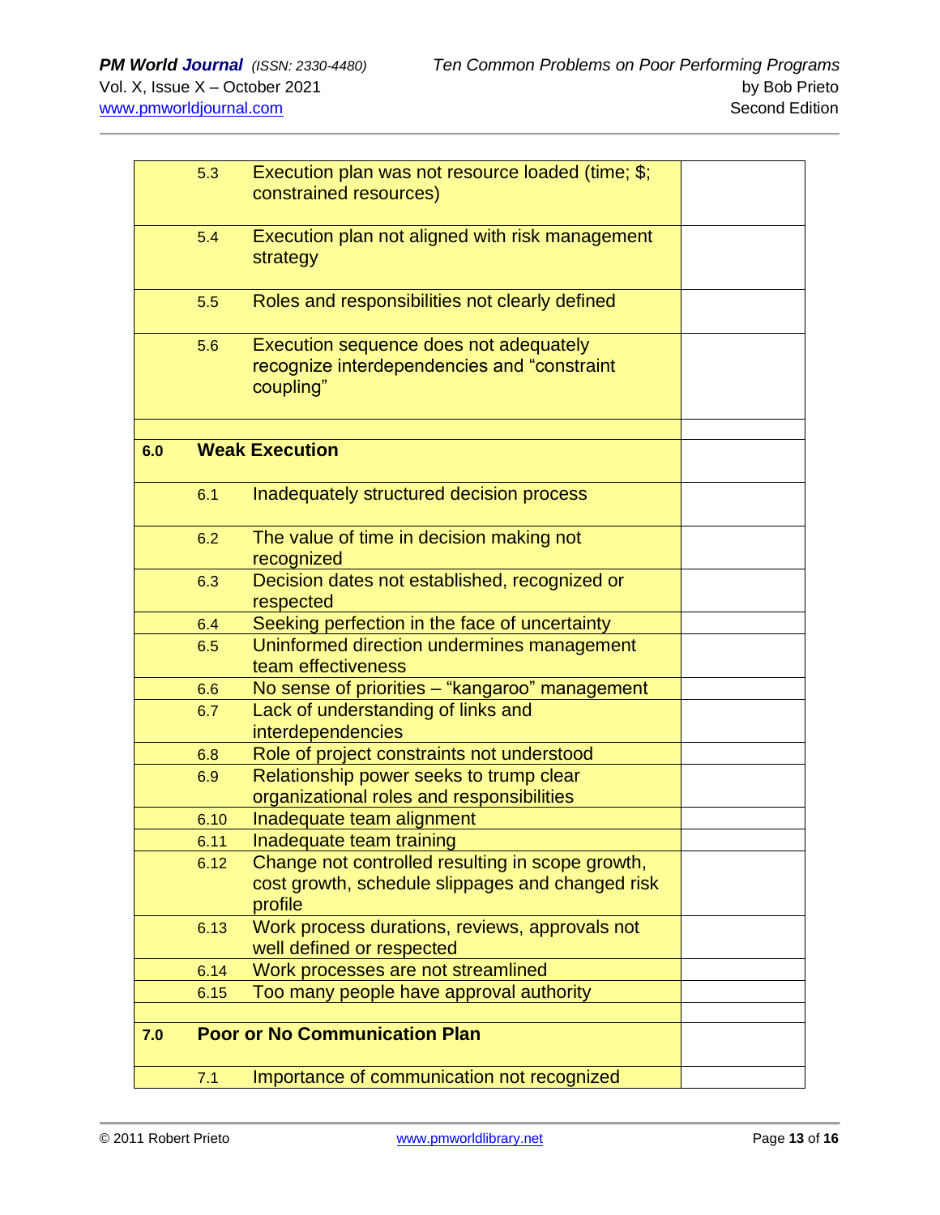| | | | |
|---|---|---|---|
| | 5.3 | Execution plan was not resource loaded (time; $; constrained resources) | |
| | 5.4 | Execution plan not aligned with risk management strategy | |
| | 5.5 | Roles and responsibilities not clearly defined | |
| | 5.6 | Execution sequence does not adequately recognize interdependencies and "constraint coupling" | |
| | | | |
| **6.0** | **Weak Execution** | | |
| | 6.1 | Inadequately structured decision process | |
| | 6.2 | The value of time in decision making not recognized | |
| | 6.3 | Decision dates not established, recognized or respected | |
| | 6.4 | Seeking perfection in the face of uncertainty | |
| | 6.5 | Uninformed direction undermines management team effectiveness | |
| | 6.6 | No sense of priorities – "kangaroo" management | |
| | 6.7 | Lack of understanding of links and interdependencies | |
| | 6.8 | Role of project constraints not understood | |
| | 6.9 | Relationship power seeks to trump clear organizational roles and responsibilities | |
| | 6.10 | Inadequate team alignment | |
| | 6.11 | Inadequate team training | |
| | 6.12 | Change not controlled resulting in scope growth, cost growth, schedule slippages and changed risk profile | |
| | 6.13 | Work process durations, reviews, approvals not well defined or respected | |
| | 6.14 | Work processes are not streamlined | |
| | 6.15 | Too many people have approval authority | |
| | | | |
| **7.0** | **Poor or No Communication Plan** | | |
| | 7.1 | Importance of communication not recognized | |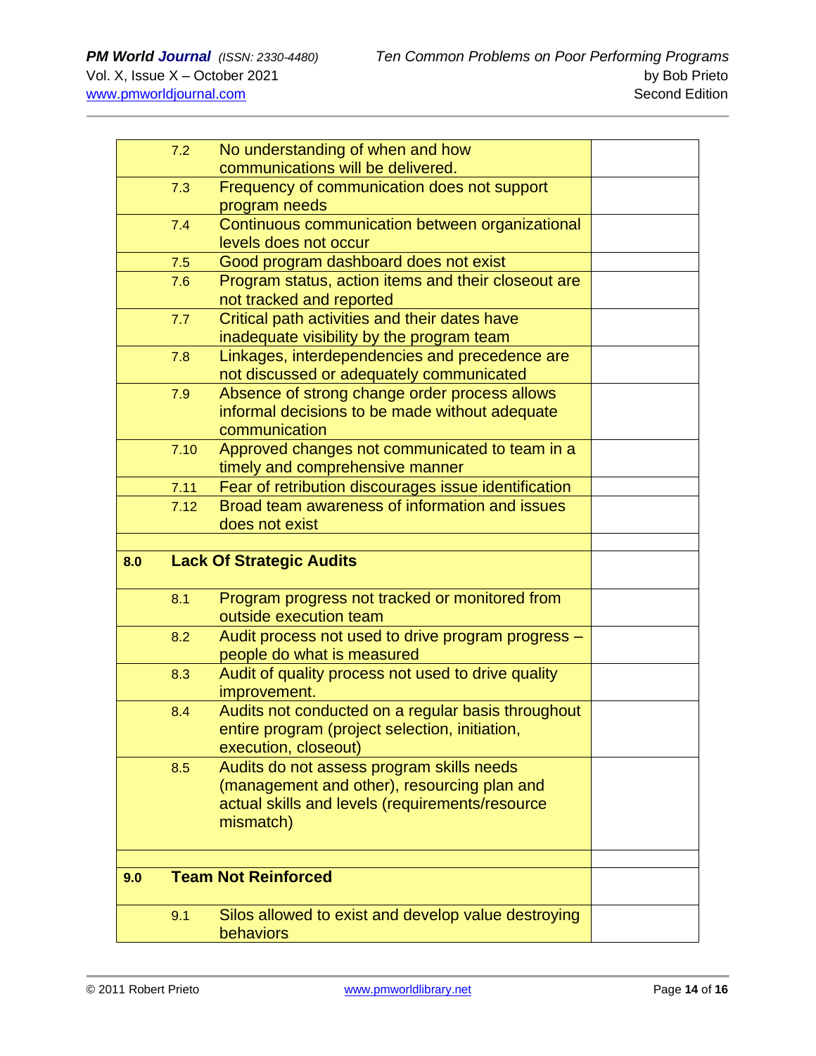| | | | |
|---|---|---|---|
| | 7.2 | No understanding of when and how communications will be delivered. | |
| | 7.3 | Frequency of communication does not support program needs | |
| | 7.4 | Continuous communication between organizational levels does not occur | |
| | 7.5 | Good program dashboard does not exist | |
| | 7.6 | Program status, action items and their closeout are not tracked and reported | |
| | 7.7 | Critical path activities and their dates have inadequate visibility by the program team | |
| | 7.8 | Linkages, interdependencies and precedence are not discussed or adequately communicated | |
| | 7.9 | Absence of strong change order process allows informal decisions to be made without adequate communication | |
| | 7.10 | Approved changes not communicated to team in a timely and comprehensive manner | |
| | 7.11 | Fear of retribution discourages issue identification | |
| | 7.12 | Broad team awareness of information and issues does not exist | |
| | | | |
| **8.0** | **Lack Of Strategic Audits** | | |
| | 8.1 | Program progress not tracked or monitored from outside execution team | |
| | 8.2 | Audit process not used to drive program progress – people do what is measured | |
| | 8.3 | Audit of quality process not used to drive quality improvement. | |
| | 8.4 | Audits not conducted on a regular basis throughout entire program (project selection, initiation, execution, closeout) | |
| | 8.5 | Audits do not assess program skills needs (management and other), resourcing plan and actual skills and levels (requirements/resource mismatch) | |
| | | | |
| **9.0** | **Team Not Reinforced** | | |
| | 9.1 | Silos allowed to exist and develop value destroying behaviors | |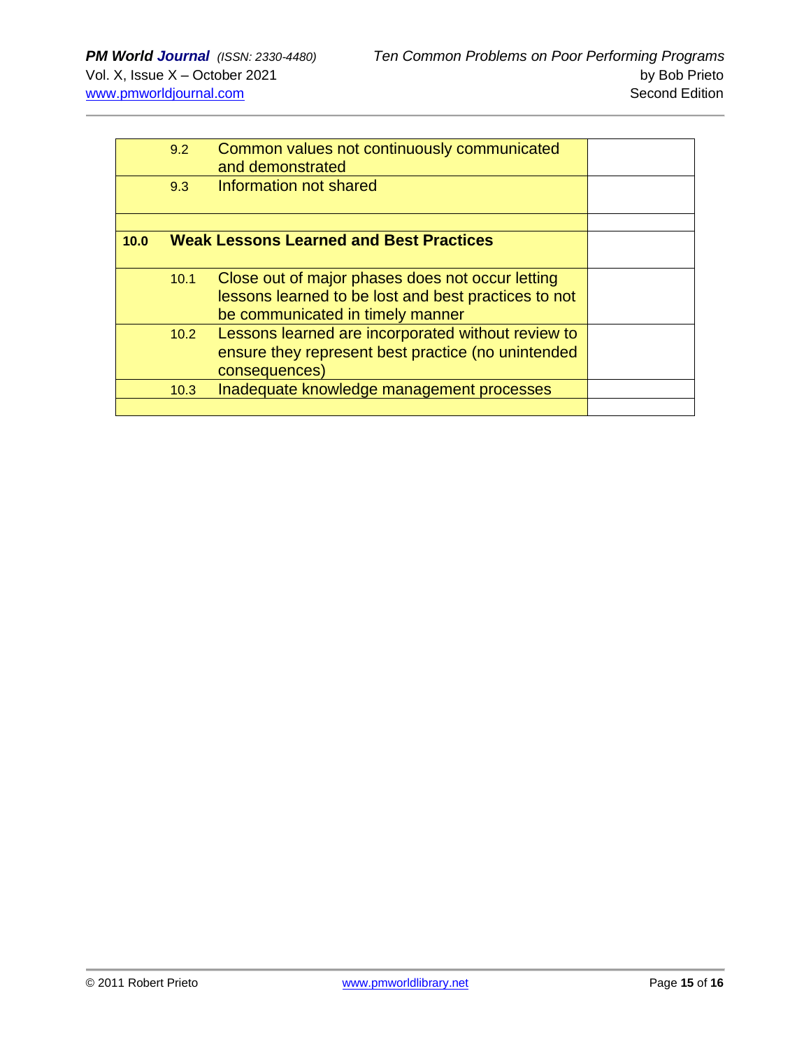| | | | |
|---|---|---|---|
| | 9.2 | Common values not continuously communicated and demonstrated | |
| | 9.3 | Information not shared | |
| | | | |
| **10.0** | **Weak Lessons Learned and Best Practices** | | |
| | 10.1 | Close out of major phases does not occur letting lessons learned to be lost and best practices to not be communicated in timely manner | |
| | 10.2 | Lessons learned are incorporated without review to ensure they represent best practice (no unintended consequences) | |
| | 10.3 | Inadequate knowledge management processes | |
| | | | |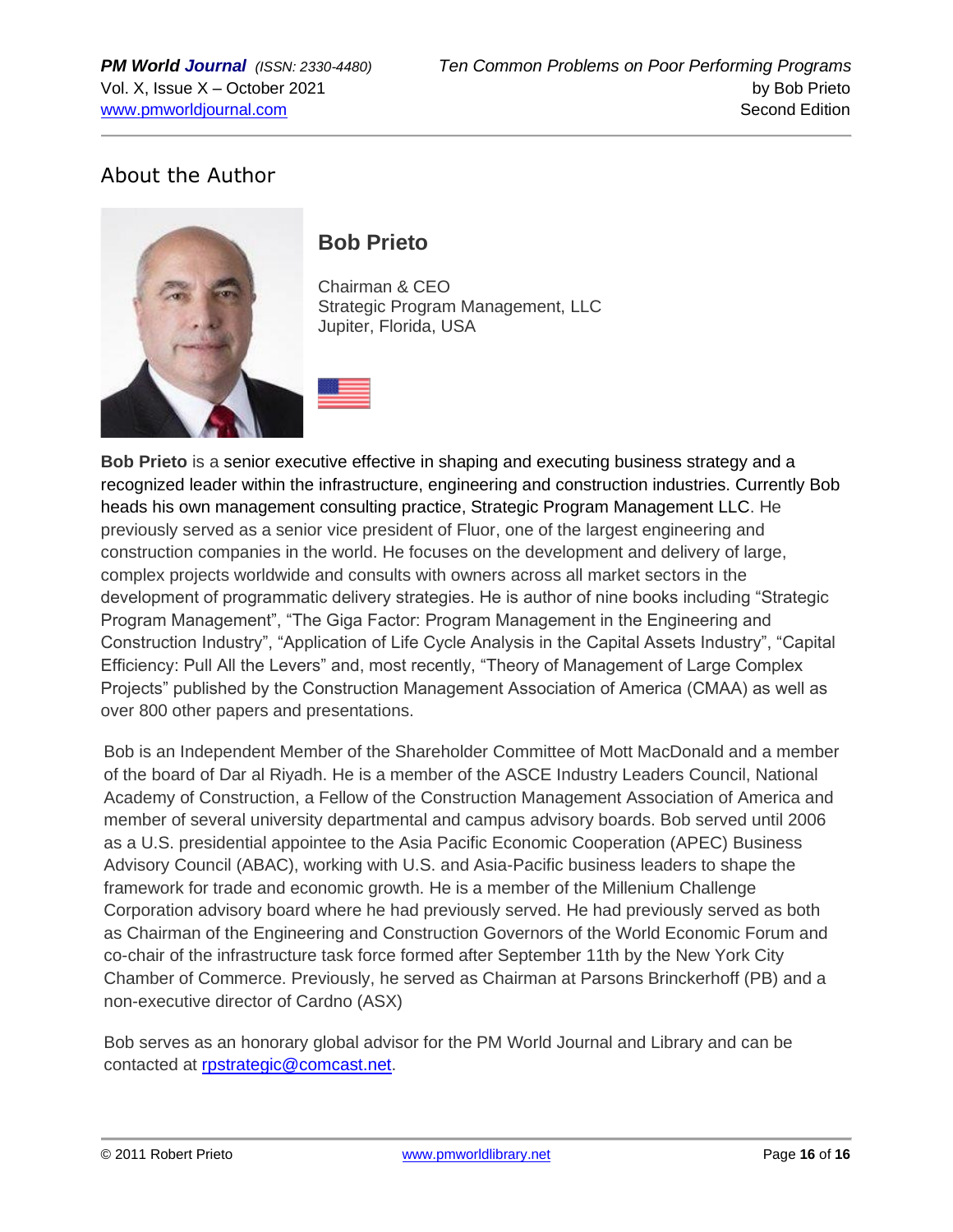## About the Author

### Bob Prieto

Chairman & CEO
Strategic Program Management, LLC
Jupiter, Florida, USA

**Bob Prieto** is a senior executive effective in shaping and executing business strategy and a recognized leader within the infrastructure, engineering and construction industries. Currently Bob heads his own management consulting practice, Strategic Program Management LLC. He previously served as a senior vice president of Fluor, one of the largest engineering and construction companies in the world. He focuses on the development and delivery of large, complex projects worldwide and consults with owners across all market sectors in the development of programmatic delivery strategies. He is author of nine books including "Strategic Program Management", "The Giga Factor: Program Management in the Engineering and Construction Industry", "Application of Life Cycle Analysis in the Capital Assets Industry", "Capital Efficiency: Pull All the Levers" and, most recently, "Theory of Management of Large Complex Projects" published by the Construction Management Association of America (CMAA) as well as over 800 other papers and presentations.

Bob is an Independent Member of the Shareholder Committee of Mott MacDonald and a member of the board of Dar al Riyadh. He is a member of the ASCE Industry Leaders Council, National Academy of Construction, a Fellow of the Construction Management Association of America and member of several university departmental and campus advisory boards. Bob served until 2006 as a U.S. presidential appointee to the Asia Pacific Economic Cooperation (APEC) Business Advisory Council (ABAC), working with U.S. and Asia-Pacific business leaders to shape the framework for trade and economic growth. He is a member of the Millenium Challenge Corporation advisory board where he had previously served. He had previously served as both as Chairman of the Engineering and Construction Governors of the World Economic Forum and co-chair of the infrastructure task force formed after September 11th by the New York City Chamber of Commerce. Previously, he served as Chairman at Parsons Brinckerhoff (PB) and a non-executive director of Cardno (ASX)

Bob serves as an honorary global advisor for the PM World Journal and Library and can be contacted at rpstrategic@comcast.net.